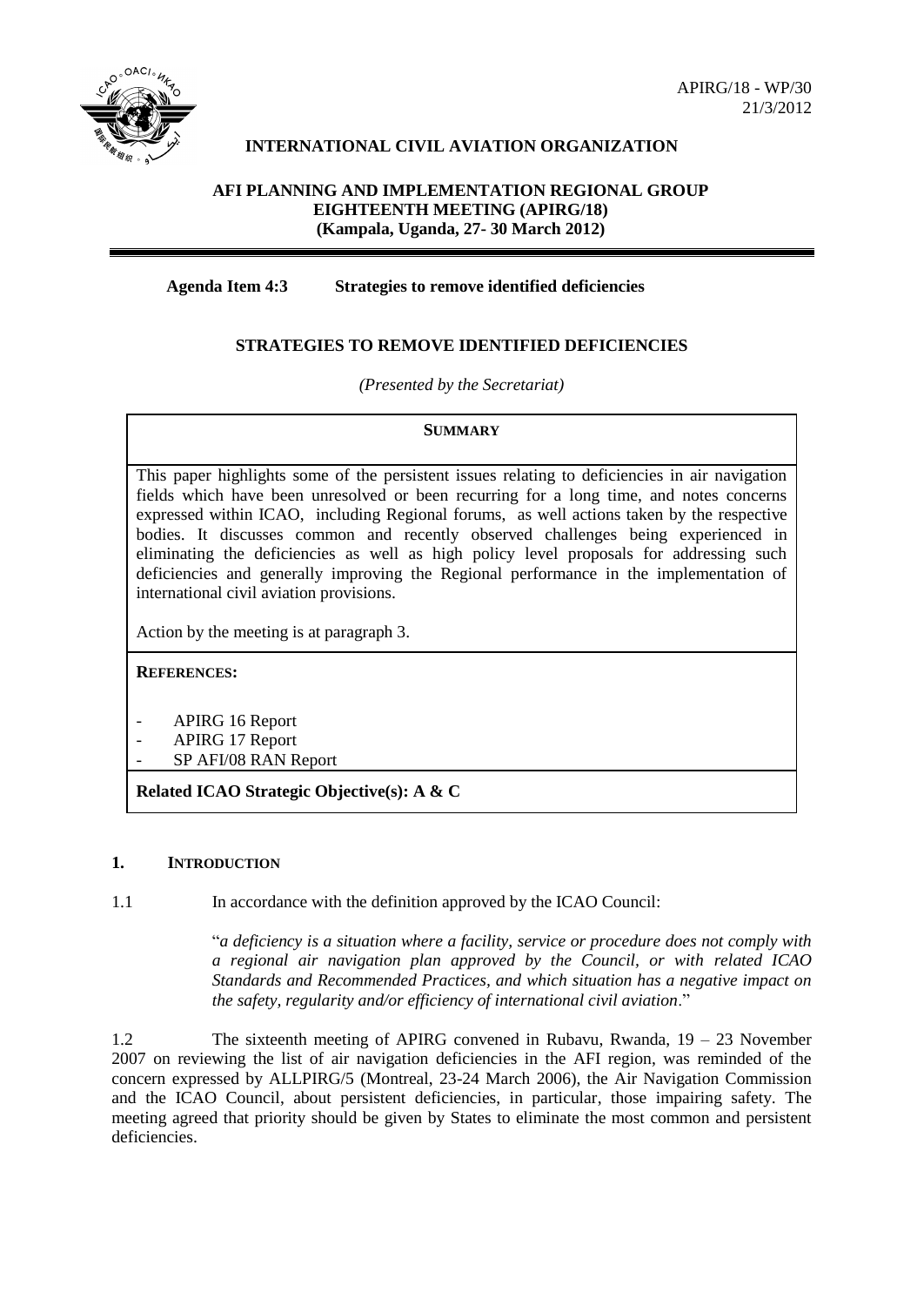APIRG/18 - WP/30
21/3/2012

**INTERNATIONAL CIVIL AVIATION ORGANIZATION**

**AFI PLANNING AND IMPLEMENTATION REGIONAL GROUP**
**EIGHTEENTH MEETING (APIRG/18)**
**(Kampala, Uganda, 27- 30 March 2012)**

**Agenda Item 4:3 Strategies to remove identified deficiencies**

## STRATEGIES TO REMOVE IDENTIFIED DEFICIENCIES

*(Presented by the Secretariat)*

| **SUMMARY** |
|---|
| This paper highlights some of the persistent issues relating to deficiencies in air navigation fields which have been unresolved or been recurring for a long time, and notes concerns expressed within ICAO, including Regional forums, as well actions taken by the respective bodies. It discusses common and recently observed challenges being experienced in eliminating the deficiencies as well as high policy level proposals for addressing such deficiencies and generally improving the Regional performance in the implementation of international civil aviation provisions.<br><br>Action by the meeting is at paragraph 3. |
| **REFERENCES:**<br><br>- APIRG 16 Report<br>- APIRG 17 Report<br>- SP AFI/08 RAN Report |
| **Related ICAO Strategic Objective(s): A & C** |

### 1. INTRODUCTION

1.1 In accordance with the definition approved by the ICAO Council:

"*a deficiency is a situation where a facility, service or procedure does not comply with a regional air navigation plan approved by the Council, or with related ICAO Standards and Recommended Practices, and which situation has a negative impact on the safety, regularity and/or efficiency of international civil aviation*."

1.2 The sixteenth meeting of APIRG convened in Rubavu, Rwanda, 19 – 23 November 2007 on reviewing the list of air navigation deficiencies in the AFI region, was reminded of the concern expressed by ALLPIRG/5 (Montreal, 23-24 March 2006), the Air Navigation Commission and the ICAO Council, about persistent deficiencies, in particular, those impairing safety. The meeting agreed that priority should be given by States to eliminate the most common and persistent deficiencies.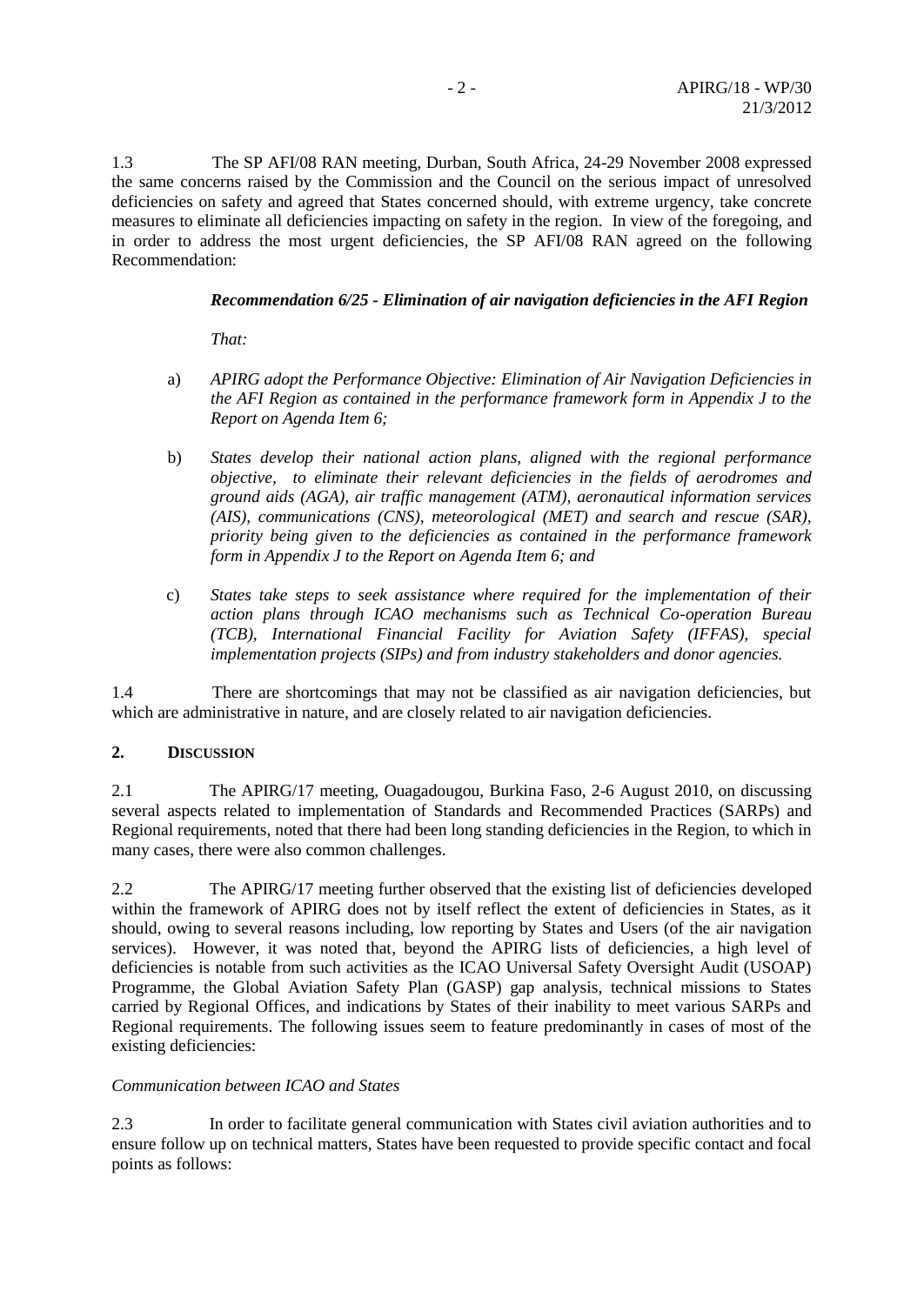1.3 The SP AFI/08 RAN meeting, Durban, South Africa, 24-29 November 2008 expressed the same concerns raised by the Commission and the Council on the serious impact of unresolved deficiencies on safety and agreed that States concerned should, with extreme urgency, take concrete measures to eliminate all deficiencies impacting on safety in the region. In view of the foregoing, and in order to address the most urgent deficiencies, the SP AFI/08 RAN agreed on the following Recommendation:

***Recommendation 6/25 - Elimination of air navigation deficiencies in the AFI Region***

*That:*

a) *APIRG adopt the Performance Objective: Elimination of Air Navigation Deficiencies in the AFI Region as contained in the performance framework form in Appendix J to the Report on Agenda Item 6;*

b) *States develop their national action plans, aligned with the regional performance objective, to eliminate their relevant deficiencies in the fields of aerodromes and ground aids (AGA), air traffic management (ATM), aeronautical information services (AIS), communications (CNS), meteorological (MET) and search and rescue (SAR), priority being given to the deficiencies as contained in the performance framework form in Appendix J to the Report on Agenda Item 6; and*

c) *States take steps to seek assistance where required for the implementation of their action plans through ICAO mechanisms such as Technical Co-operation Bureau (TCB), International Financial Facility for Aviation Safety (IFFAS), special implementation projects (SIPs) and from industry stakeholders and donor agencies.*

1.4 There are shortcomings that may not be classified as air navigation deficiencies, but which are administrative in nature, and are closely related to air navigation deficiencies.

## 2. DISCUSSION

2.1 The APIRG/17 meeting, Ouagadougou, Burkina Faso, 2-6 August 2010, on discussing several aspects related to implementation of Standards and Recommended Practices (SARPs) and Regional requirements, noted that there had been long standing deficiencies in the Region, to which in many cases, there were also common challenges.

2.2 The APIRG/17 meeting further observed that the existing list of deficiencies developed within the framework of APIRG does not by itself reflect the extent of deficiencies in States, as it should, owing to several reasons including, low reporting by States and Users (of the air navigation services). However, it was noted that, beyond the APIRG lists of deficiencies, a high level of deficiencies is notable from such activities as the ICAO Universal Safety Oversight Audit (USOAP) Programme, the Global Aviation Safety Plan (GASP) gap analysis, technical missions to States carried by Regional Offices, and indications by States of their inability to meet various SARPs and Regional requirements. The following issues seem to feature predominantly in cases of most of the existing deficiencies:

*Communication between ICAO and States*

2.3 In order to facilitate general communication with States civil aviation authorities and to ensure follow up on technical matters, States have been requested to provide specific contact and focal points as follows: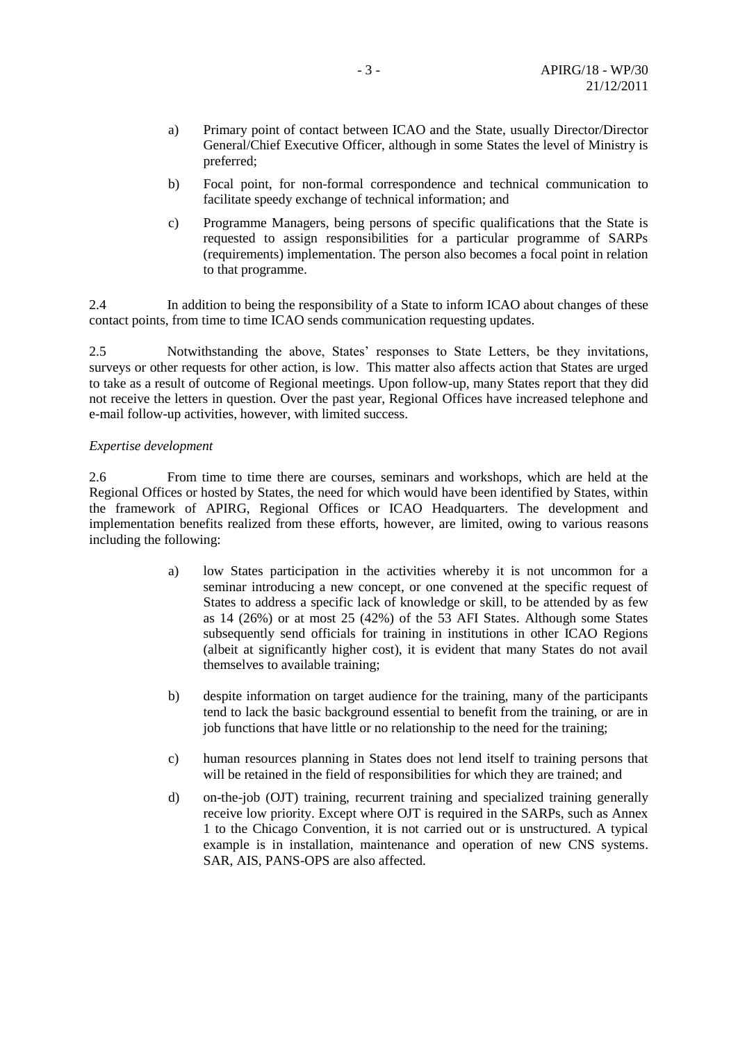a) Primary point of contact between ICAO and the State, usually Director/Director General/Chief Executive Officer, although in some States the level of Ministry is preferred;

b) Focal point, for non-formal correspondence and technical communication to facilitate speedy exchange of technical information; and

c) Programme Managers, being persons of specific qualifications that the State is requested to assign responsibilities for a particular programme of SARPs (requirements) implementation. The person also becomes a focal point in relation to that programme.

2.4 In addition to being the responsibility of a State to inform ICAO about changes of these contact points, from time to time ICAO sends communication requesting updates.

2.5 Notwithstanding the above, States' responses to State Letters, be they invitations, surveys or other requests for other action, is low. This matter also affects action that States are urged to take as a result of outcome of Regional meetings. Upon follow-up, many States report that they did not receive the letters in question. Over the past year, Regional Offices have increased telephone and e-mail follow-up activities, however, with limited success.

*Expertise development*

2.6 From time to time there are courses, seminars and workshops, which are held at the Regional Offices or hosted by States, the need for which would have been identified by States, within the framework of APIRG, Regional Offices or ICAO Headquarters. The development and implementation benefits realized from these efforts, however, are limited, owing to various reasons including the following:

a) low States participation in the activities whereby it is not uncommon for a seminar introducing a new concept, or one convened at the specific request of States to address a specific lack of knowledge or skill, to be attended by as few as 14 (26%) or at most 25 (42%) of the 53 AFI States. Although some States subsequently send officials for training in institutions in other ICAO Regions (albeit at significantly higher cost), it is evident that many States do not avail themselves to available training;

b) despite information on target audience for the training, many of the participants tend to lack the basic background essential to benefit from the training, or are in job functions that have little or no relationship to the need for the training;

c) human resources planning in States does not lend itself to training persons that will be retained in the field of responsibilities for which they are trained; and

d) on-the-job (OJT) training, recurrent training and specialized training generally receive low priority. Except where OJT is required in the SARPs, such as Annex 1 to the Chicago Convention, it is not carried out or is unstructured. A typical example is in installation, maintenance and operation of new CNS systems. SAR, AIS, PANS-OPS are also affected.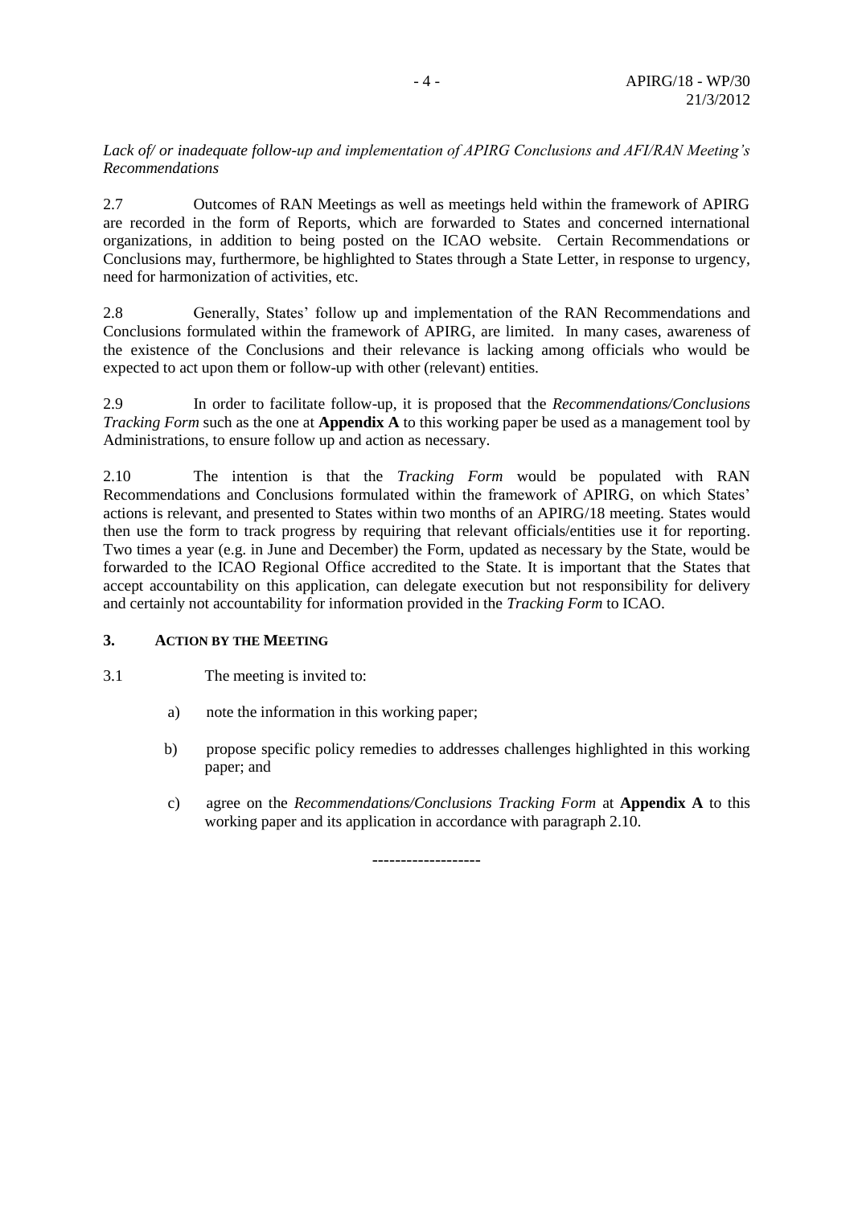*Lack of/ or inadequate follow-up and implementation of APIRG Conclusions and AFI/RAN Meeting's Recommendations*

2.7 Outcomes of RAN Meetings as well as meetings held within the framework of APIRG are recorded in the form of Reports, which are forwarded to States and concerned international organizations, in addition to being posted on the ICAO website. Certain Recommendations or Conclusions may, furthermore, be highlighted to States through a State Letter, in response to urgency, need for harmonization of activities, etc.

2.8 Generally, States' follow up and implementation of the RAN Recommendations and Conclusions formulated within the framework of APIRG, are limited. In many cases, awareness of the existence of the Conclusions and their relevance is lacking among officials who would be expected to act upon them or follow-up with other (relevant) entities.

2.9 In order to facilitate follow-up, it is proposed that the *Recommendations/Conclusions Tracking Form* such as the one at **Appendix A** to this working paper be used as a management tool by Administrations, to ensure follow up and action as necessary.

2.10 The intention is that the *Tracking Form* would be populated with RAN Recommendations and Conclusions formulated within the framework of APIRG, on which States' actions is relevant, and presented to States within two months of an APIRG/18 meeting. States would then use the form to track progress by requiring that relevant officials/entities use it for reporting. Two times a year (e.g. in June and December) the Form, updated as necessary by the State, would be forwarded to the ICAO Regional Office accredited to the State. It is important that the States that accept accountability on this application, can delegate execution but not responsibility for delivery and certainly not accountability for information provided in the *Tracking Form* to ICAO.

## 3. ACTION BY THE MEETING

3.1 The meeting is invited to:

a) note the information in this working paper;

b) propose specific policy remedies to addresses challenges highlighted in this working paper; and

c) agree on the *Recommendations/Conclusions Tracking Form* at **Appendix A** to this working paper and its application in accordance with paragraph 2.10.

------------------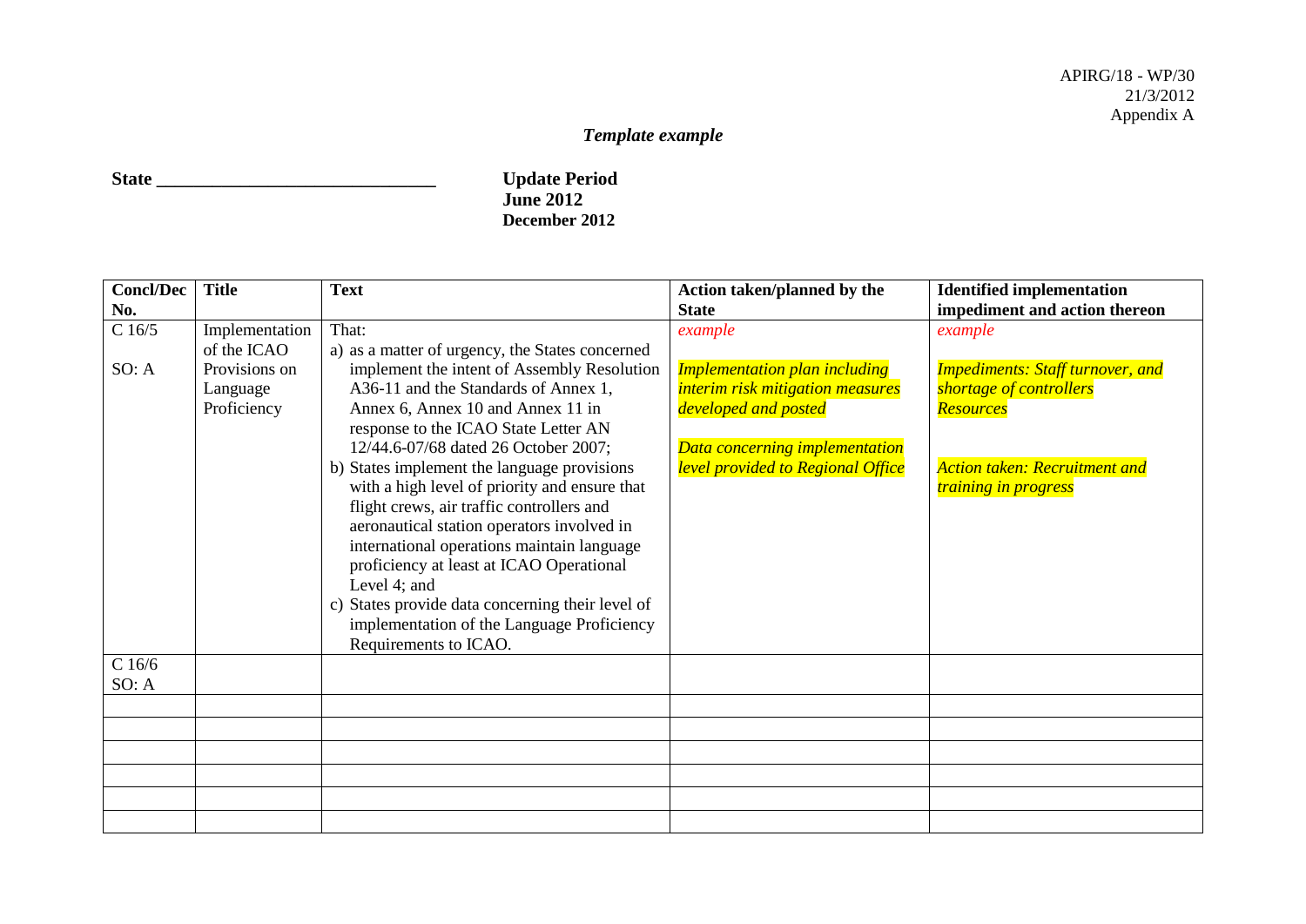APIRG/18 - WP/30
21/3/2012
Appendix A

## *Template example*

**State ______________________________**

**Update Period**
**June 2012**
**December 2012**

| **Concl/Dec No.** | **Title** | **Text** | **Action taken/planned by the State** | **Identified implementation impediment and action thereon** |
|---|---|---|---|---|
| C 16/5<br><br>SO: A | Implementation of the ICAO Provisions on Language Proficiency | That:<br>a) as a matter of urgency, the States concerned implement the intent of Assembly Resolution A36-11 and the Standards of Annex 1, Annex 6, Annex 10 and Annex 11 in response to the ICAO State Letter AN 12/44.6-07/68 dated 26 October 2007;<br>b) States implement the language provisions with a high level of priority and ensure that flight crews, air traffic controllers and aeronautical station operators involved in international operations maintain language proficiency at least at ICAO Operational Level 4; and<br>c) States provide data concerning their level of implementation of the Language Proficiency Requirements to ICAO. | *example*<br><br>*Implementation plan including interim risk mitigation measures developed and posted*<br><br>*Data concerning implementation level provided to Regional Office* | *example*<br><br>*Impediments: Staff turnover, and shortage of controllers Resources*<br><br>*Action taken: Recruitment and training in progress* |
| C 16/6<br>SO: A | | | | |
| | | | | |
| | | | | |
| | | | | |
| | | | | |
| | | | | |
| | | | | |